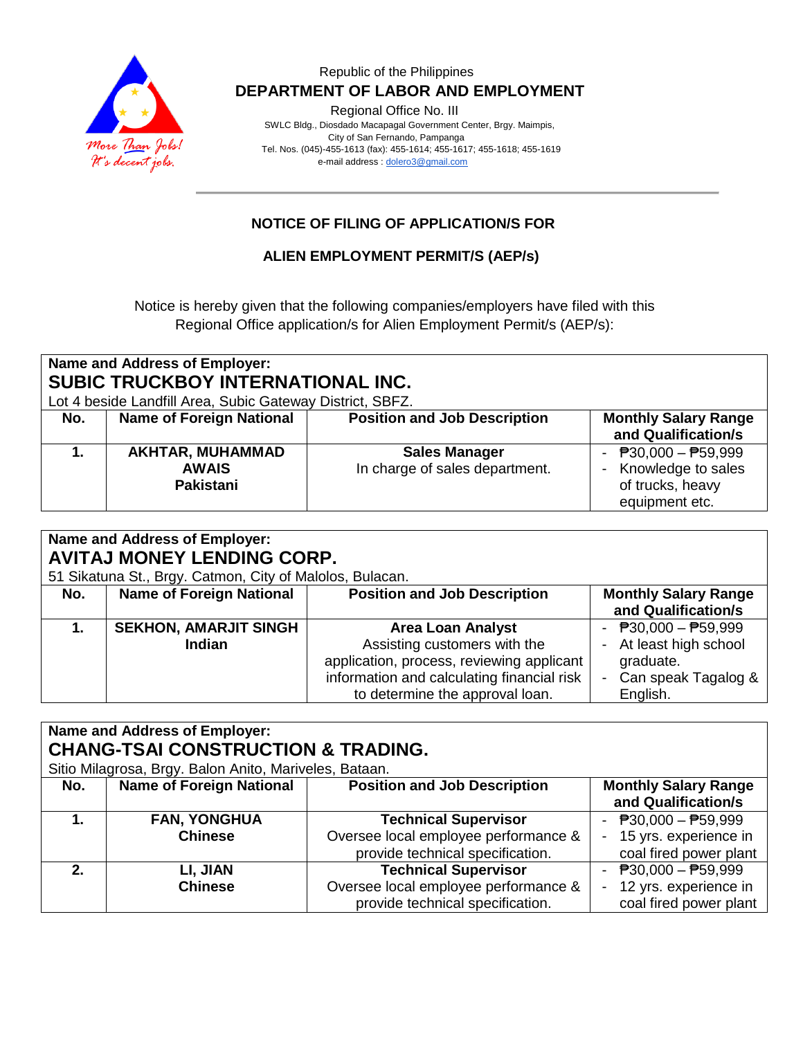Republic of the Philippines

**DEPARTMENT OF LABOR AND EMPLOYMENT**

Regional Office No. III

SWLC Bldg., Diosdado Macapagal Government Center, Brgy. Maimpis, City of San Fernando, Pampanga

Tel. Nos. (045)-455-1613 (fax): 455-1614; 455-1617; 455-1618; 455-1619

e-mail address : dolero3@gmail.com

---

## NOTICE OF FILING OF APPLICATION/S FOR

## ALIEN EMPLOYMENT PERMIT/S (AEP/s)

Notice is hereby given that the following companies/employers have filed with this Regional Office application/s for Alien Employment Permit/s (AEP/s):

**Name and Address of Employer:**
**SUBIC TRUCKBOY INTERNATIONAL INC.**
Lot 4 beside Landfill Area, Subic Gateway District, SBFZ.

| No. | Name of Foreign National | Position and Job Description | Monthly Salary Range and Qualification/s |
|---|---|---|---|
| **1.** | **AKHTAR, MUHAMMAD AWAIS**<br>**Pakistani** | **Sales Manager**<br>In charge of sales department. | - ₱30,000 – ₱59,999<br>- Knowledge to sales of trucks, heavy equipment etc. |

**Name and Address of Employer:**
**AVITAJ MONEY LENDING CORP.**
51 Sikatuna St., Brgy. Catmon, City of Malolos, Bulacan.

| No. | Name of Foreign National | Position and Job Description | Monthly Salary Range and Qualification/s |
|---|---|---|---|
| **1.** | **SEKHON, AMARJIT SINGH**<br>**Indian** | **Area Loan Analyst**<br>Assisting customers with the application, process, reviewing applicant information and calculating financial risk to determine the approval loan. | - ₱30,000 – ₱59,999<br>- At least high school graduate.<br>- Can speak Tagalog & English. |

**Name and Address of Employer:**
**CHANG-TSAI CONSTRUCTION & TRADING.**
Sitio Milagrosa, Brgy. Balon Anito, Mariveles, Bataan.

| No. | Name of Foreign National | Position and Job Description | Monthly Salary Range and Qualification/s |
|---|---|---|---|
| **1.** | **FAN, YONGHUA**<br>**Chinese** | **Technical Supervisor**<br>Oversee local employee performance & provide technical specification. | - ₱30,000 – ₱59,999<br>- 15 yrs. experience in coal fired power plant |
| **2.** | **LI, JIAN**<br>**Chinese** | **Technical Supervisor**<br>Oversee local employee performance & provide technical specification. | - ₱30,000 – ₱59,999<br>- 12 yrs. experience in coal fired power plant |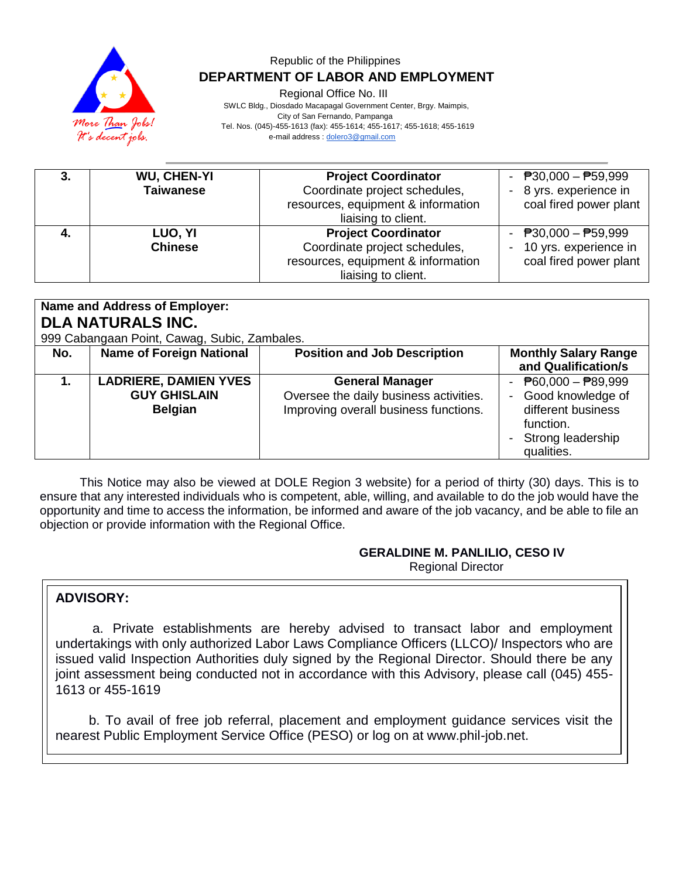Republic of the Philippines

**DEPARTMENT OF LABOR AND EMPLOYMENT**

Regional Office No. III

SWLC Bldg., Diosdado Macapagal Government Center, Brgy. Maimpis,
City of San Fernando, Pampanga
Tel. Nos. (045)-455-1613 (fax): 455-1614; 455-1617; 455-1618; 455-1619
e-mail address : dolero3@gmail.com

| | | | |
|---|---|---|---|
| **3.** | **WU, CHEN-YI**<br>**Taiwanese** | **Project Coordinator**<br>Coordinate project schedules, resources, equipment & information liaising to client. | - ₱30,000 – ₱59,999<br>- 8 yrs. experience in coal fired power plant |
| **4.** | **LUO, YI**<br>**Chinese** | **Project Coordinator**<br>Coordinate project schedules, resources, equipment & information liaising to client. | - ₱30,000 – ₱59,999<br>- 10 yrs. experience in coal fired power plant |

**Name and Address of Employer:**

**DLA NATURALS INC.**

999 Cabangaan Point, Cawag, Subic, Zambales.

| No. | Name of Foreign National | Position and Job Description | Monthly Salary Range and Qualification/s |
|---|---|---|---|
| **1.** | **LADRIERE, DAMIEN YVES GUY GHISLAIN**<br>**Belgian** | **General Manager**<br>Oversee the daily business activities. Improving overall business functions. | - ₱60,000 – ₱89,999<br>- Good knowledge of different business function.<br>- Strong leadership qualities. |

This Notice may also be viewed at DOLE Region 3 website) for a period of thirty (30) days. This is to ensure that any interested individuals who is competent, able, willing, and available to do the job would have the opportunity and time to access the information, be informed and aware of the job vacancy, and be able to file an objection or provide information with the Regional Office.

**GERALDINE M. PANLILIO, CESO IV**
Regional Director

**ADVISORY:**

a. Private establishments are hereby advised to transact labor and employment undertakings with only authorized Labor Laws Compliance Officers (LLCO)/ Inspectors who are issued valid Inspection Authorities duly signed by the Regional Director. Should there be any joint assessment being conducted not in accordance with this Advisory, please call (045) 455-1613 or 455-1619

b. To avail of free job referral, placement and employment guidance services visit the nearest Public Employment Service Office (PESO) or log on at www.phil-job.net.